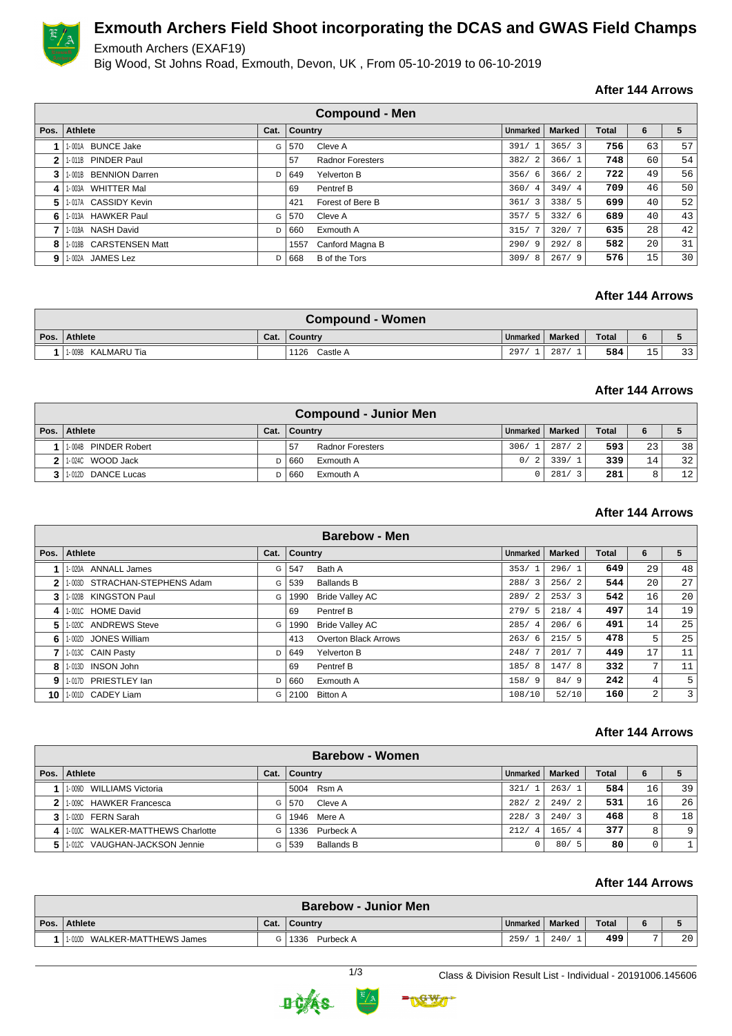# Exmouth Archers Field Shoot incorporating the DCAS and GWAS Field Champs

Exmouth Archers (EXAF19)

Big Wood, St Johns Road, Exmouth, Devon, UK , From 05-10-2019 to 06-10-2019

**After 144 Arrows**

| Compound - Men | | | | | | | | | |
|---|---|---|---|---|---|---|---|---|---|
| Pos. | Athlete | Cat. | Country | | Unmarked | Marked | Total | 6 | 5 |
| 1 | 1-001A BUNCE Jake | G | 570 | Cleve A | 391/ 1 | 365/ 3 | 756 | 63 | 57 |
| 2 | 1-011B PINDER Paul | | 57 | Radnor Foresters | 382/ 2 | 366/ 1 | 748 | 60 | 54 |
| 3 | 1-001B BENNION Darren | D | 649 | Yelverton B | 356/ 6 | 366/ 2 | 722 | 49 | 56 |
| 4 | 1-003A WHITTER Mal | | 69 | Pentref B | 360/ 4 | 349/ 4 | 709 | 46 | 50 |
| 5 | 1-017A CASSIDY Kevin | | 421 | Forest of Bere B | 361/ 3 | 338/ 5 | 699 | 40 | 52 |
| 6 | 1-013A HAWKER Paul | G | 570 | Cleve A | 357/ 5 | 332/ 6 | 689 | 40 | 43 |
| 7 | 1-018A NASH David | D | 660 | Exmouth A | 315/ 7 | 320/ 7 | 635 | 28 | 42 |
| 8 | 1-018B CARSTENSEN Matt | | 1557 | Canford Magna B | 290/ 9 | 292/ 8 | 582 | 20 | 31 |
| 9 | 1-002A JAMES Lez | D | 668 | B of the Tors | 309/ 8 | 267/ 9 | 576 | 15 | 30 |

**After 144 Arrows**

| Compound - Women | | | | | | | | | |
|---|---|---|---|---|---|---|---|---|---|
| Pos. | Athlete | Cat. | Country | | Unmarked | Marked | Total | 6 | 5 |
| 1 | 1-009B KALMARU Tia | | 1126 | Castle A | 297/ 1 | 287/ 1 | 584 | 15 | 33 |

**After 144 Arrows**

| Compound - Junior Men | | | | | | | | | |
|---|---|---|---|---|---|---|---|---|---|
| Pos. | Athlete | Cat. | Country | | Unmarked | Marked | Total | 6 | 5 |
| 1 | 1-004B PINDER Robert | | 57 | Radnor Foresters | 306/ 1 | 287/ 2 | 593 | 23 | 38 |
| 2 | 1-024C WOOD Jack | D | 660 | Exmouth A | 0/ 2 | 339/ 1 | 339 | 14 | 32 |
| 3 | 1-012D DANCE Lucas | D | 660 | Exmouth A | 0 | 281/ 3 | 281 | 8 | 12 |

**After 144 Arrows**

| Barebow - Men | | | | | | | | | |
|---|---|---|---|---|---|---|---|---|---|
| Pos. | Athlete | Cat. | Country | | Unmarked | Marked | Total | 6 | 5 |
| 1 | 1-020A ANNALL James | G | 547 | Bath A | 353/ 1 | 296/ 1 | 649 | 29 | 48 |
| 2 | 1-003D STRACHAN-STEPHENS Adam | G | 539 | Ballands B | 288/ 3 | 256/ 2 | 544 | 20 | 27 |
| 3 | 1-020B KINGSTON Paul | G | 1990 | Bride Valley AC | 289/ 2 | 253/ 3 | 542 | 16 | 20 |
| 4 | 1-001C HOME David | | 69 | Pentref B | 279/ 5 | 218/ 4 | 497 | 14 | 19 |
| 5 | 1-020C ANDREWS Steve | G | 1990 | Bride Valley AC | 285/ 4 | 206/ 6 | 491 | 14 | 25 |
| 6 | 1-002D JONES William | | 413 | Overton Black Arrows | 263/ 6 | 215/ 5 | 478 | 5 | 25 |
| 7 | 1-013C CAIN Pasty | D | 649 | Yelverton B | 248/ 7 | 201/ 7 | 449 | 17 | 11 |
| 8 | 1-013D INSON John | | 69 | Pentref B | 185/ 8 | 147/ 8 | 332 | 7 | 11 |
| 9 | 1-017D PRIESTLEY Ian | D | 660 | Exmouth A | 158/ 9 | 84/ 9 | 242 | 4 | 5 |
| 10 | 1-001D CADEY Liam | G | 2100 | Bitton A | 108/10 | 52/10 | 160 | 2 | 3 |

**After 144 Arrows**

| Barebow - Women | | | | | | | | | |
|---|---|---|---|---|---|---|---|---|---|
| Pos. | Athlete | Cat. | Country | | Unmarked | Marked | Total | 6 | 5 |
| 1 | 1-009D WILLIAMS Victoria | | 5004 | Rsm A | 321/ 1 | 263/ 1 | 584 | 16 | 39 |
| 2 | 1-009C HAWKER Francesca | G | 570 | Cleve A | 282/ 2 | 249/ 2 | 531 | 16 | 26 |
| 3 | 1-020D FERN Sarah | G | 1946 | Mere A | 228/ 3 | 240/ 3 | 468 | 8 | 18 |
| 4 | 1-010C WALKER-MATTHEWS Charlotte | G | 1336 | Purbeck A | 212/ 4 | 165/ 4 | 377 | 8 | 9 |
| 5 | 1-012C VAUGHAN-JACKSON Jennie | G | 539 | Ballands B | 0 | 80/ 5 | 80 | 0 | 1 |

**After 144 Arrows**

| Barebow - Junior Men | | | | | | | | | |
|---|---|---|---|---|---|---|---|---|---|
| Pos. | Athlete | Cat. | Country | | Unmarked | Marked | Total | 6 | 5 |
| 1 | 1-010D WALKER-MATTHEWS James | G | 1336 | Purbeck A | 259/ 1 | 240/ 1 | 499 | 7 | 20 |

Class & Division Result List - Individual - 20191006.145606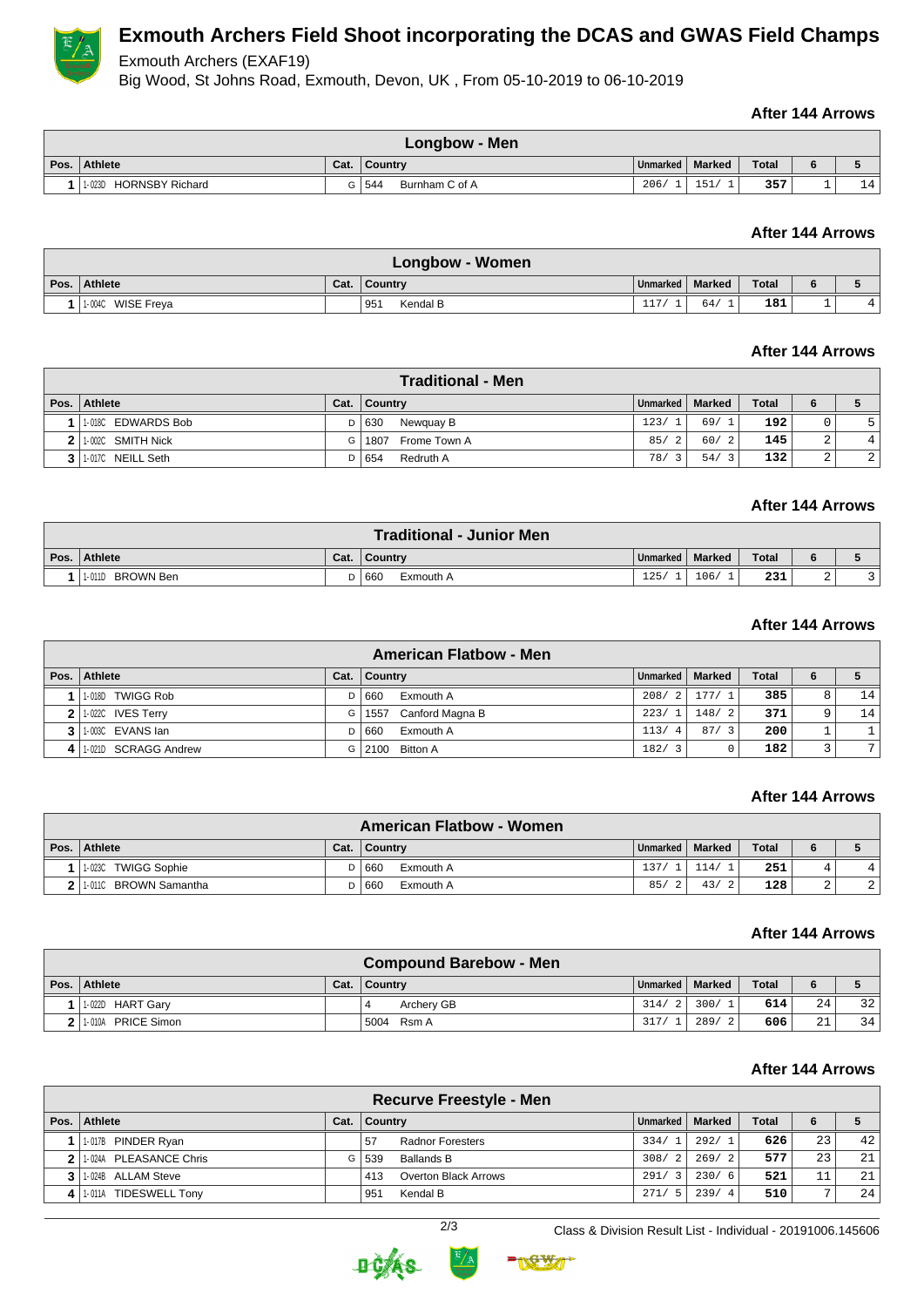// Exmouth Archers Field Shoot incorporating the DCAS and GWAS Field Champs

Exmouth Archers (EXAF19)

Big Wood, St Johns Road, Exmouth, Devon, UK , From 05-10-2019 to 06-10-2019

**After 144 Arrows**

| Longbow - Men | | | | | | | | | |
|---|---|---|---|---|---|---|---|---|---|
| Pos. | Athlete | Cat. | Country | | Unmarked | Marked | Total | 6 | 5 |
| 1 | 1-023D HORNSBY Richard | G | 544 | Burnham C of A | 206/ 1 | 151/ 1 | 357 | 1 | 14 |

**After 144 Arrows**

| Longbow - Women | | | | | | | | | |
|---|---|---|---|---|---|---|---|---|---|
| Pos. | Athlete | Cat. | Country | | Unmarked | Marked | Total | 6 | 5 |
| 1 | 1-004C WISE Freya | | 951 | Kendal B | 117/ 1 | 64/ 1 | 181 | 1 | 4 |

**After 144 Arrows**

| Traditional - Men | | | | | | | | | |
|---|---|---|---|---|---|---|---|---|---|
| Pos. | Athlete | Cat. | Country | | Unmarked | Marked | Total | 6 | 5 |
| 1 | 1-018C EDWARDS Bob | D | 630 | Newquay B | 123/ 1 | 69/ 1 | 192 | 0 | 5 |
| 2 | 1-002C SMITH Nick | G | 1807 | Frome Town A | 85/ 2 | 60/ 2 | 145 | 2 | 4 |
| 3 | 1-017C NEILL Seth | D | 654 | Redruth A | 78/ 3 | 54/ 3 | 132 | 2 | 2 |

**After 144 Arrows**

| Traditional - Junior Men | | | | | | | | | |
|---|---|---|---|---|---|---|---|---|---|
| Pos. | Athlete | Cat. | Country | | Unmarked | Marked | Total | 6 | 5 |
| 1 | 1-011D BROWN Ben | D | 660 | Exmouth A | 125/ 1 | 106/ 1 | 231 | 2 | 3 |

**After 144 Arrows**

| American Flatbow - Men | | | | | | | | | |
|---|---|---|---|---|---|---|---|---|---|
| Pos. | Athlete | Cat. | Country | | Unmarked | Marked | Total | 6 | 5 |
| 1 | 1-018D TWIGG Rob | D | 660 | Exmouth A | 208/ 2 | 177/ 1 | 385 | 8 | 14 |
| 2 | 1-022C IVES Terry | G | 1557 | Canford Magna B | 223/ 1 | 148/ 2 | 371 | 9 | 14 |
| 3 | 1-003C EVANS Ian | D | 660 | Exmouth A | 113/ 4 | 87/ 3 | 200 | 1 | 1 |
| 4 | 1-021D SCRAGG Andrew | G | 2100 | Bitton A | 182/ 3 | 0 | 182 | 3 | 7 |

**After 144 Arrows**

| American Flatbow - Women | | | | | | | | | |
|---|---|---|---|---|---|---|---|---|---|
| Pos. | Athlete | Cat. | Country | | Unmarked | Marked | Total | 6 | 5 |
| 1 | 1-023C TWIGG Sophie | D | 660 | Exmouth A | 137/ 1 | 114/ 1 | 251 | 4 | 4 |
| 2 | 1-011C BROWN Samantha | D | 660 | Exmouth A | 85/ 2 | 43/ 2 | 128 | 2 | 2 |

**After 144 Arrows**

| Compound Barebow - Men | | | | | | | | | |
|---|---|---|---|---|---|---|---|---|---|
| Pos. | Athlete | Cat. | Country | | Unmarked | Marked | Total | 6 | 5 |
| 1 | 1-022D HART Gary | | 4 | Archery GB | 314/ 2 | 300/ 1 | 614 | 24 | 32 |
| 2 | 1-010A PRICE Simon | | 5004 | Rsm A | 317/ 1 | 289/ 2 | 606 | 21 | 34 |

**After 144 Arrows**

| Recurve Freestyle - Men | | | | | | | | | |
|---|---|---|---|---|---|---|---|---|---|
| Pos. | Athlete | Cat. | Country | | Unmarked | Marked | Total | 6 | 5 |
| 1 | 1-017B PINDER Ryan | | 57 | Radnor Foresters | 334/ 1 | 292/ 1 | 626 | 23 | 42 |
| 2 | 1-024A PLEASANCE Chris | G | 539 | Ballands B | 308/ 2 | 269/ 2 | 577 | 23 | 21 |
| 3 | 1-024B ALLAM Steve | | 413 | Overton Black Arrows | 291/ 3 | 230/ 6 | 521 | 11 | 21 |
| 4 | 1-011A TIDESWELL Tony | | 951 | Kendal B | 271/ 5 | 239/ 4 | 510 | 7 | 24 |

Class & Division Result List - Individual - 20191006.145606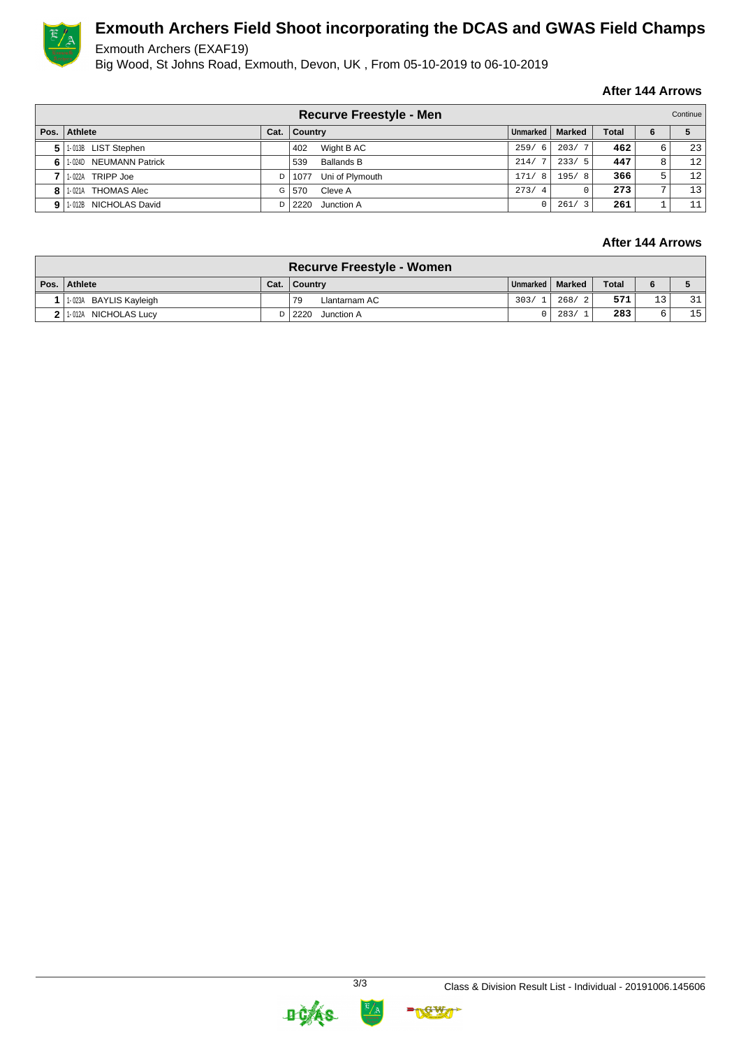# Exmouth Archers Field Shoot incorporating the DCAS and GWAS Field Champs

Exmouth Archers (EXAF19)

Big Wood, St Johns Road, Exmouth, Devon, UK , From 05-10-2019 to 06-10-2019

**After 144 Arrows**

| Recurve Freestyle - Men | | | | | | | | | Continue |
|---|---|---|---|---|---|---|---|---|---|
| **Pos.** | **Athlete** | **Cat.** | **Country** | | **Unmarked** | **Marked** | **Total** | **6** | **5** |
| **5** | 1-013B LIST Stephen | | 402 | Wight B AC | 259/ 6 | 203/ 7 | **462** | 6 | 23 |
| **6** | 1-024D NEUMANN Patrick | | 539 | Ballands B | 214/ 7 | 233/ 5 | **447** | 8 | 12 |
| **7** | 1-022A TRIPP Joe | D | 1077 | Uni of Plymouth | 171/ 8 | 195/ 8 | **366** | 5 | 12 |
| **8** | 1-021A THOMAS Alec | G | 570 | Cleve A | 273/ 4 | 0 | **273** | 7 | 13 |
| **9** | 1-012B NICHOLAS David | D | 2220 | Junction A | 0 | 261/ 3 | **261** | 1 | 11 |

**After 144 Arrows**

| Recurve Freestyle - Women | | | | | | | | | |
|---|---|---|---|---|---|---|---|---|---|
| **Pos.** | **Athlete** | **Cat.** | **Country** | | **Unmarked** | **Marked** | **Total** | **6** | **5** |
| **1** | 1-023A BAYLIS Kayleigh | | 79 | Llantarnam AC | 303/ 1 | 268/ 2 | **571** | 13 | 31 |
| **2** | 1-012A NICHOLAS Lucy | D | 2220 | Junction A | 0 | 283/ 1 | **283** | 6 | 15 |

Class & Division Result List - Individual - 20191006.145606